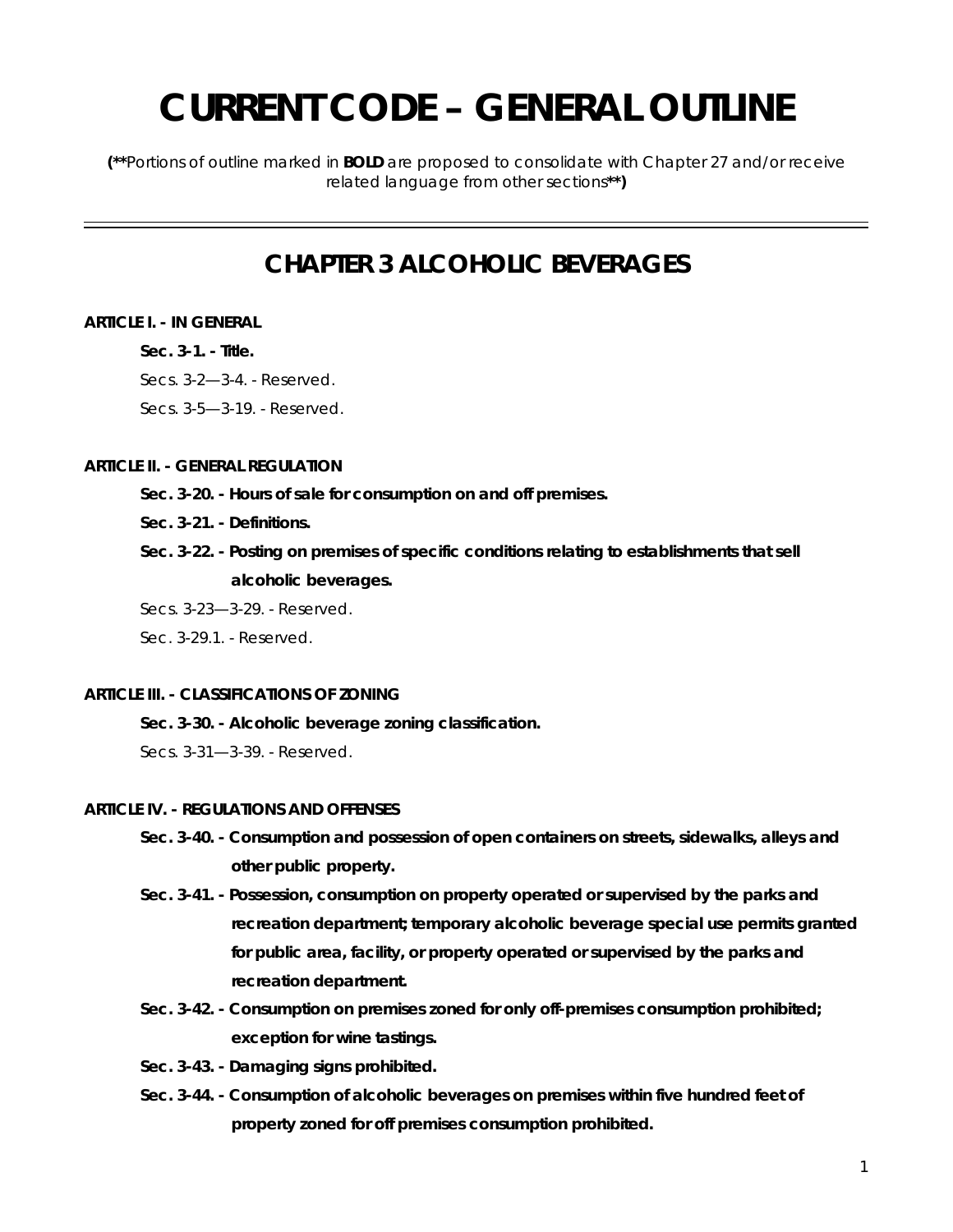# CURRENT CODE – GENERAL OUTLINE

**(\*\***Portions of outline marked in **BOLD** are proposed to consolidate with Chapter 27 and/or receive related language from other sections**\*\*)**

---

## CHAPTER 3 ALCOHOLIC BEVERAGES

**ARTICLE I. - IN GENERAL**

- **Sec. 3-1. - Title.**
- Secs. 3-2—3-4. - Reserved.
- Secs. 3-5—3-19. - Reserved.

**ARTICLE II. - GENERAL REGULATION**

- **Sec. 3-20. - Hours of sale for consumption on and off premises.**
- **Sec. 3-21. - Definitions.**
- **Sec. 3-22. - Posting on premises of specific conditions relating to establishments that sell alcoholic beverages.**
- Secs. 3-23—3-29. - Reserved.
- Sec. 3-29.1. - Reserved.

**ARTICLE III. - CLASSIFICATIONS OF ZONING**

- **Sec. 3-30. - Alcoholic beverage zoning classification.**
- Secs. 3-31—3-39. - Reserved.

**ARTICLE IV. - REGULATIONS AND OFFENSES**

- **Sec. 3-40. - Consumption and possession of open containers on streets, sidewalks, alleys and other public property.**
- **Sec. 3-41. - Possession, consumption on property operated or supervised by the parks and recreation department; temporary alcoholic beverage special use permits granted for public area, facility, or property operated or supervised by the parks and recreation department.**
- **Sec. 3-42. - Consumption on premises zoned for only off-premises consumption prohibited; exception for wine tastings.**
- **Sec. 3-43. - Damaging signs prohibited.**
- **Sec. 3-44. - Consumption of alcoholic beverages on premises within five hundred feet of property zoned for off premises consumption prohibited.**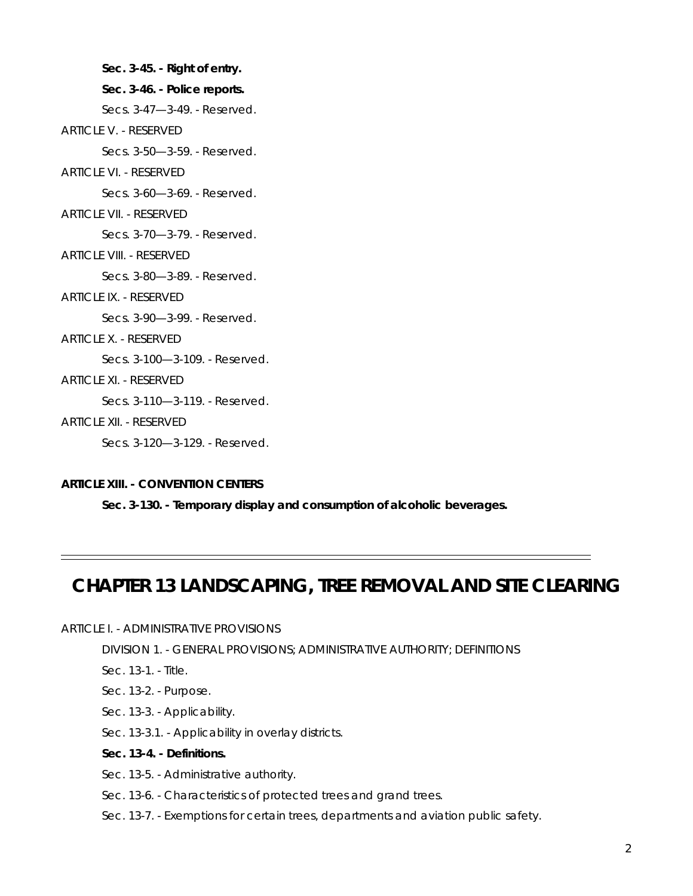**Sec. 3-45. - Right of entry.**

**Sec. 3-46. - Police reports.**

Secs. 3-47—3-49. - Reserved.

ARTICLE V. - RESERVED

Secs. 3-50—3-59. - Reserved.

ARTICLE VI. - RESERVED

Secs. 3-60—3-69. - Reserved.

ARTICLE VII. - RESERVED

Secs. 3-70—3-79. - Reserved.

ARTICLE VIII. - RESERVED

Secs. 3-80—3-89. - Reserved.

ARTICLE IX. - RESERVED

Secs. 3-90—3-99. - Reserved.

ARTICLE X. - RESERVED

Secs. 3-100—3-109. - Reserved.

ARTICLE XI. - RESERVED

Secs. 3-110—3-119. - Reserved.

ARTICLE XII. - RESERVED

Secs. 3-120—3-129. - Reserved.

**ARTICLE XIII. - CONVENTION CENTERS**

**Sec. 3-130. - Temporary display and consumption of alcoholic beverages.**

---

# CHAPTER 13 LANDSCAPING, TREE REMOVAL AND SITE CLEARING

ARTICLE I. - ADMINISTRATIVE PROVISIONS

DIVISION 1. - GENERAL PROVISIONS; ADMINISTRATIVE AUTHORITY; DEFINITIONS

Sec. 13-1. - Title.

Sec. 13-2. - Purpose.

Sec. 13-3. - Applicability.

Sec. 13-3.1. - Applicability in overlay districts.

**Sec. 13-4. - Definitions.**

Sec. 13-5. - Administrative authority.

Sec. 13-6. - Characteristics of protected trees and grand trees.

Sec. 13-7. - Exemptions for certain trees, departments and aviation public safety.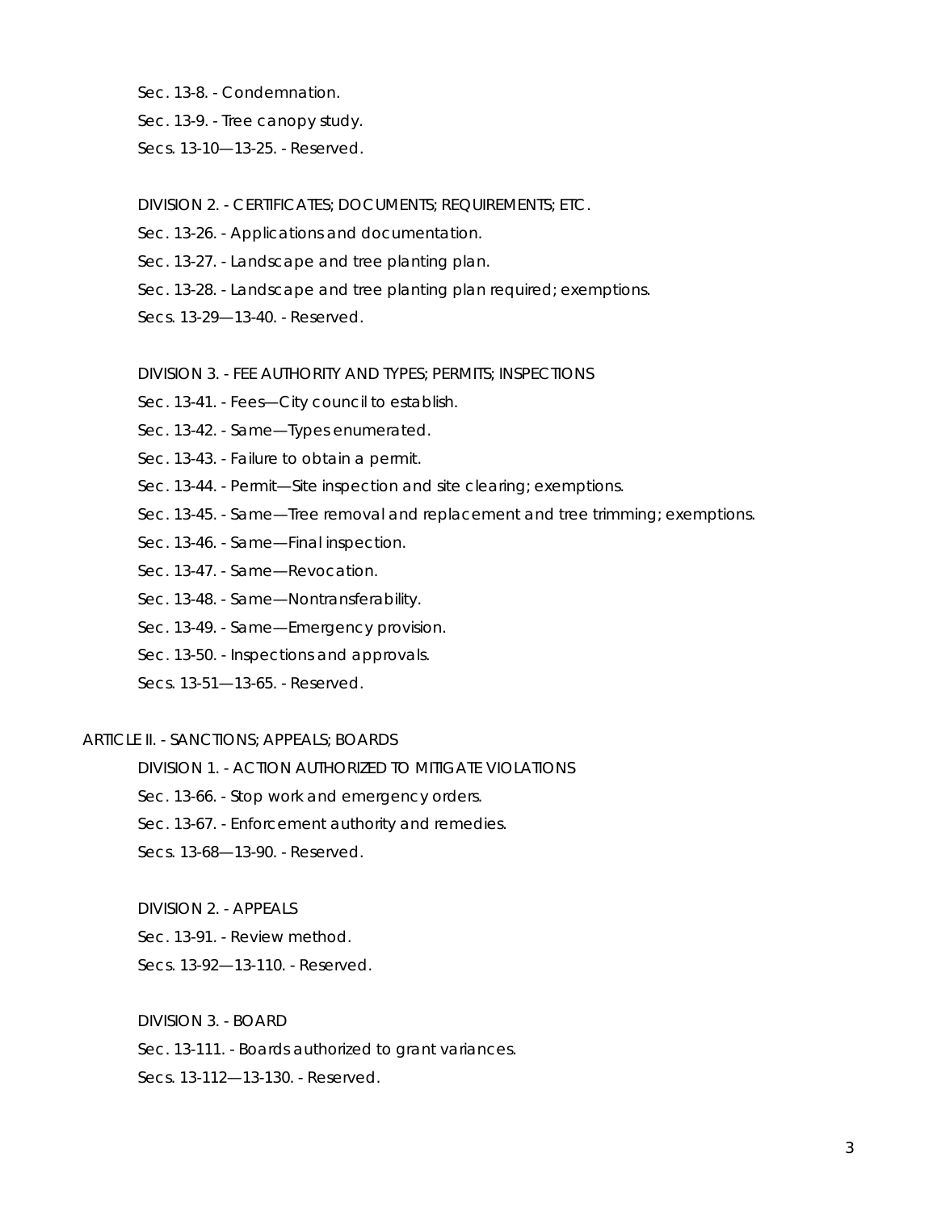Sec. 13-8. - Condemnation.

Sec. 13-9. - Tree canopy study.

Secs. 13-10—13-25. - Reserved.

DIVISION 2. - CERTIFICATES; DOCUMENTS; REQUIREMENTS; ETC.

Sec. 13-26. - Applications and documentation.

Sec. 13-27. - Landscape and tree planting plan.

Sec. 13-28. - Landscape and tree planting plan required; exemptions.

Secs. 13-29—13-40. - Reserved.

DIVISION 3. - FEE AUTHORITY AND TYPES; PERMITS; INSPECTIONS

Sec. 13-41. - Fees—City council to establish.

Sec. 13-42. - Same—Types enumerated.

Sec. 13-43. - Failure to obtain a permit.

Sec. 13-44. - Permit—Site inspection and site clearing; exemptions.

Sec. 13-45. - Same—Tree removal and replacement and tree trimming; exemptions.

Sec. 13-46. - Same—Final inspection.

Sec. 13-47. - Same—Revocation.

Sec. 13-48. - Same—Nontransferability.

Sec. 13-49. - Same—Emergency provision.

Sec. 13-50. - Inspections and approvals.

Secs. 13-51—13-65. - Reserved.

ARTICLE II. - SANCTIONS; APPEALS; BOARDS

DIVISION 1. - ACTION AUTHORIZED TO MITIGATE VIOLATIONS

Sec. 13-66. - Stop work and emergency orders.

Sec. 13-67. - Enforcement authority and remedies.

Secs. 13-68—13-90. - Reserved.

DIVISION 2. - APPEALS

Sec. 13-91. - Review method.

Secs. 13-92—13-110. - Reserved.

DIVISION 3. - BOARD

Sec. 13-111. - Boards authorized to grant variances.

Secs. 13-112—13-130. - Reserved.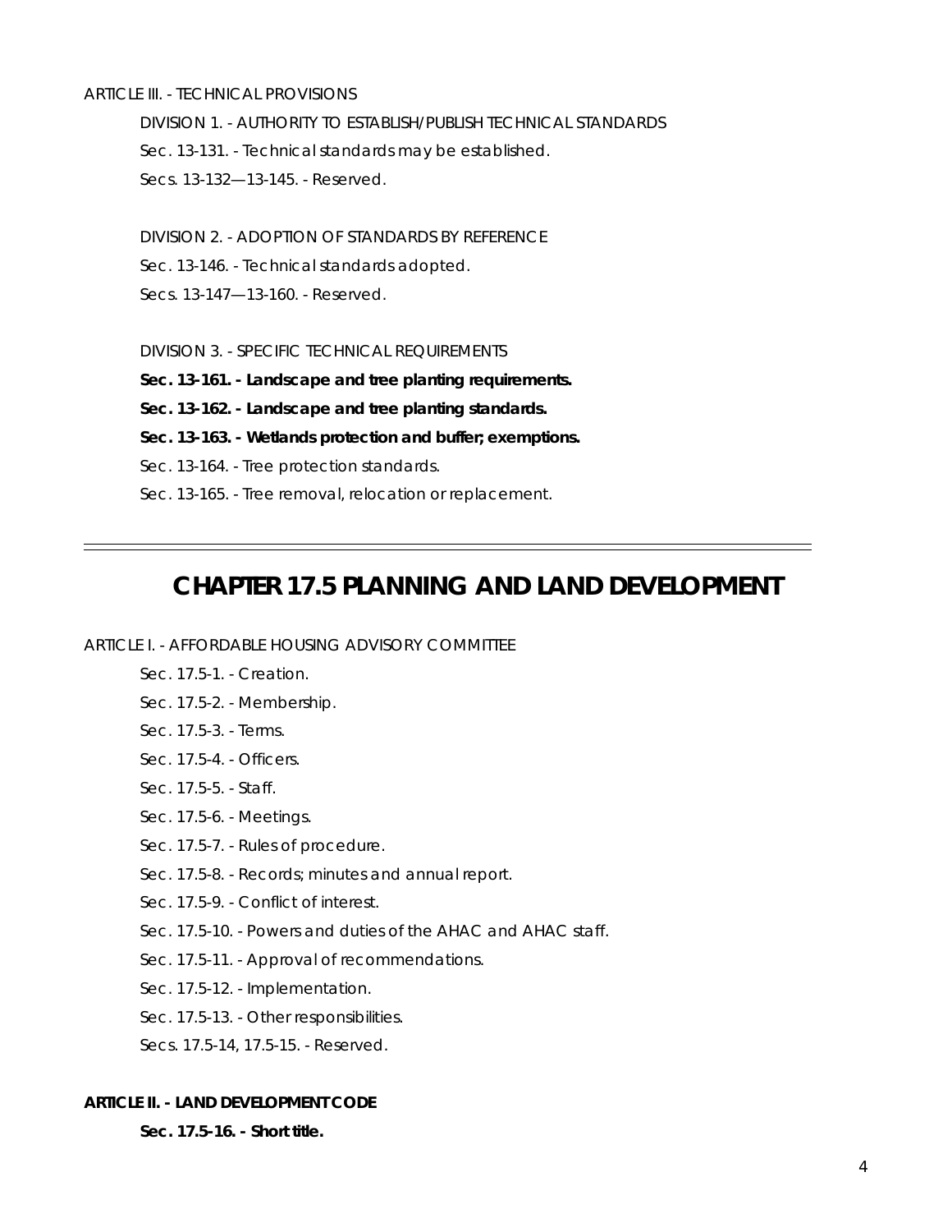ARTICLE III. - TECHNICAL PROVISIONS

DIVISION 1. - AUTHORITY TO ESTABLISH/PUBLISH TECHNICAL STANDARDS

Sec. 13-131. - Technical standards may be established.

Secs. 13-132—13-145. - Reserved.

DIVISION 2. - ADOPTION OF STANDARDS BY REFERENCE

Sec. 13-146. - Technical standards adopted.

Secs. 13-147—13-160. - Reserved.

DIVISION 3. - SPECIFIC TECHNICAL REQUIREMENTS

**Sec. 13-161. - Landscape and tree planting requirements.**

**Sec. 13-162. - Landscape and tree planting standards.**

**Sec. 13-163. - Wetlands protection and buffer; exemptions.**

Sec. 13-164. - Tree protection standards.

Sec. 13-165. - Tree removal, relocation or replacement.

---

# CHAPTER 17.5 PLANNING AND LAND DEVELOPMENT

ARTICLE I. - AFFORDABLE HOUSING ADVISORY COMMITTEE

Sec. 17.5-1. - Creation.

Sec. 17.5-2. - Membership.

Sec. 17.5-3. - Terms.

Sec. 17.5-4. - Officers.

Sec. 17.5-5. - Staff.

Sec. 17.5-6. - Meetings.

Sec. 17.5-7. - Rules of procedure.

Sec. 17.5-8. - Records; minutes and annual report.

Sec. 17.5-9. - Conflict of interest.

Sec. 17.5-10. - Powers and duties of the AHAC and AHAC staff.

Sec. 17.5-11. - Approval of recommendations.

Sec. 17.5-12. - Implementation.

Sec. 17.5-13. - Other responsibilities.

Secs. 17.5-14, 17.5-15. - Reserved.

**ARTICLE II. - LAND DEVELOPMENT CODE**

**Sec. 17.5-16. - Short title.**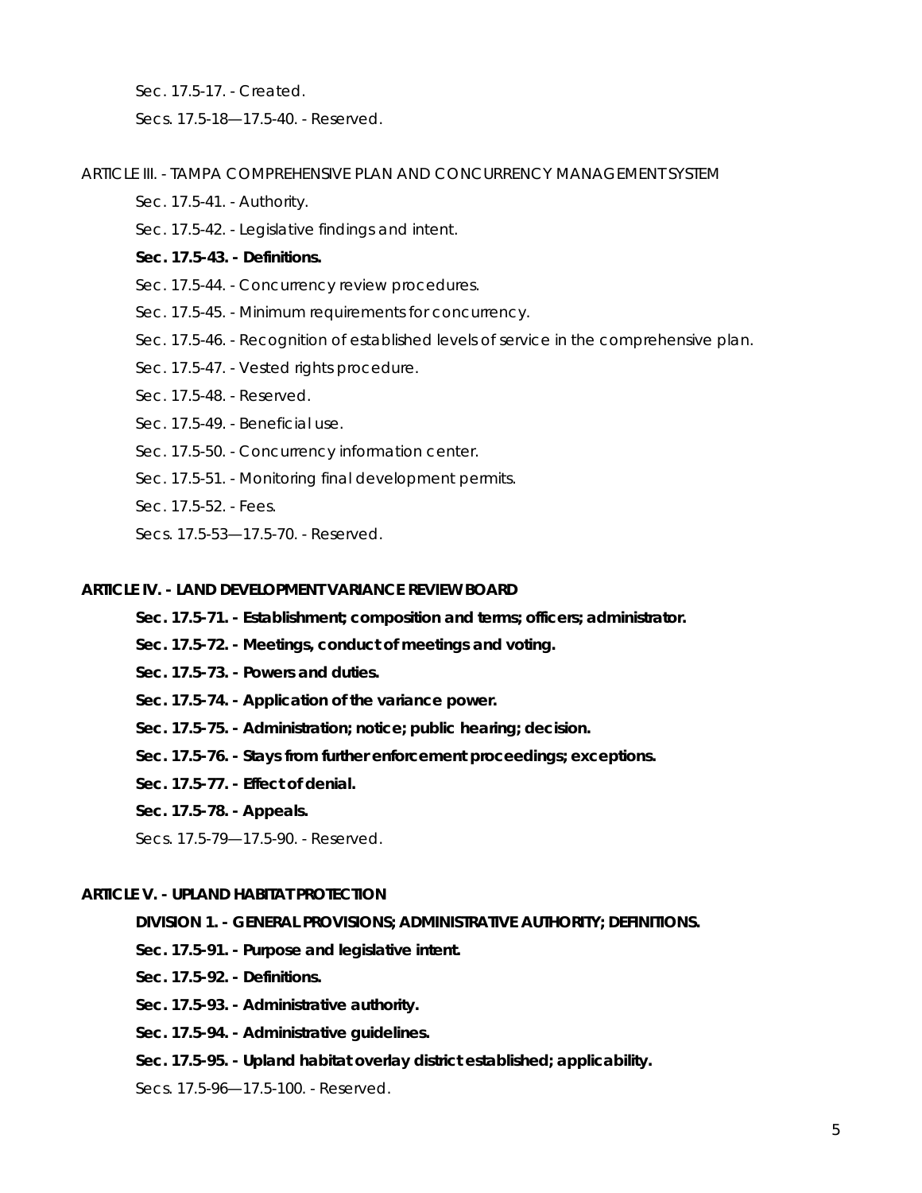Sec. 17.5-17. - Created.

Secs. 17.5-18—17.5-40. - Reserved.

ARTICLE III. - TAMPA COMPREHENSIVE PLAN AND CONCURRENCY MANAGEMENT SYSTEM

Sec. 17.5-41. - Authority.

Sec. 17.5-42. - Legislative findings and intent.

**Sec. 17.5-43. - Definitions.**

Sec. 17.5-44. - Concurrency review procedures.

Sec. 17.5-45. - Minimum requirements for concurrency.

Sec. 17.5-46. - Recognition of established levels of service in the comprehensive plan.

Sec. 17.5-47. - Vested rights procedure.

Sec. 17.5-48. - Reserved.

Sec. 17.5-49. - Beneficial use.

Sec. 17.5-50. - Concurrency information center.

Sec. 17.5-51. - Monitoring final development permits.

Sec. 17.5-52. - Fees.

Secs. 17.5-53—17.5-70. - Reserved.

**ARTICLE IV. - LAND DEVELOPMENT VARIANCE REVIEW BOARD**

**Sec. 17.5-71. - Establishment; composition and terms; officers; administrator.**

**Sec. 17.5-72. - Meetings, conduct of meetings and voting.**

**Sec. 17.5-73. - Powers and duties.**

**Sec. 17.5-74. - Application of the variance power.**

**Sec. 17.5-75. - Administration; notice; public hearing; decision.**

**Sec. 17.5-76. - Stays from further enforcement proceedings; exceptions.**

**Sec. 17.5-77. - Effect of denial.**

**Sec. 17.5-78. - Appeals.**

Secs. 17.5-79—17.5-90. - Reserved.

**ARTICLE V. - UPLAND HABITAT PROTECTION**

**DIVISION 1. - GENERAL PROVISIONS; ADMINISTRATIVE AUTHORITY; DEFINITIONS.**

**Sec. 17.5-91. - Purpose and legislative intent.**

**Sec. 17.5-92. - Definitions.**

**Sec. 17.5-93. - Administrative authority.**

**Sec. 17.5-94. - Administrative guidelines.**

**Sec. 17.5-95. - Upland habitat overlay district established; applicability.**

Secs. 17.5-96—17.5-100. - Reserved.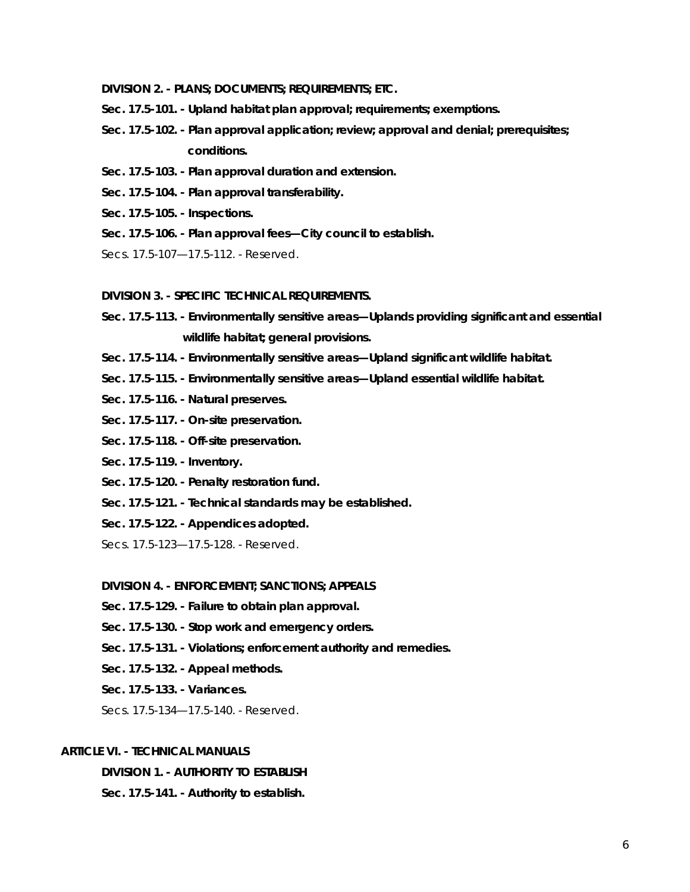**DIVISION 2. - PLANS; DOCUMENTS; REQUIREMENTS; ETC.**

**Sec. 17.5-101. - Upland habitat plan approval; requirements; exemptions.**

**Sec. 17.5-102. - Plan approval application; review; approval and denial; prerequisites; conditions.**

**Sec. 17.5-103. - Plan approval duration and extension.**

**Sec. 17.5-104. - Plan approval transferability.**

**Sec. 17.5-105. - Inspections.**

**Sec. 17.5-106. - Plan approval fees—City council to establish.**

Secs. 17.5-107—17.5-112. - Reserved.

**DIVISION 3. - SPECIFIC TECHNICAL REQUIREMENTS.**

**Sec. 17.5-113. - Environmentally sensitive areas—Uplands providing significant and essential wildlife habitat; general provisions.**

**Sec. 17.5-114. - Environmentally sensitive areas—Upland significant wildlife habitat.**

**Sec. 17.5-115. - Environmentally sensitive areas—Upland essential wildlife habitat.**

**Sec. 17.5-116. - Natural preserves.**

**Sec. 17.5-117. - On-site preservation.**

**Sec. 17.5-118. - Off-site preservation.**

**Sec. 17.5-119. - Inventory.**

**Sec. 17.5-120. - Penalty restoration fund.**

**Sec. 17.5-121. - Technical standards may be established.**

**Sec. 17.5-122. - Appendices adopted.**

Secs. 17.5-123—17.5-128. - Reserved.

**DIVISION 4. - ENFORCEMENT; SANCTIONS; APPEALS**

**Sec. 17.5-129. - Failure to obtain plan approval.**

**Sec. 17.5-130. - Stop work and emergency orders.**

**Sec. 17.5-131. - Violations; enforcement authority and remedies.**

**Sec. 17.5-132. - Appeal methods.**

**Sec. 17.5-133. - Variances.**

Secs. 17.5-134—17.5-140. - Reserved.

**ARTICLE VI. - TECHNICAL MANUALS**

**DIVISION 1. - AUTHORITY TO ESTABLISH**

**Sec. 17.5-141. - Authority to establish.**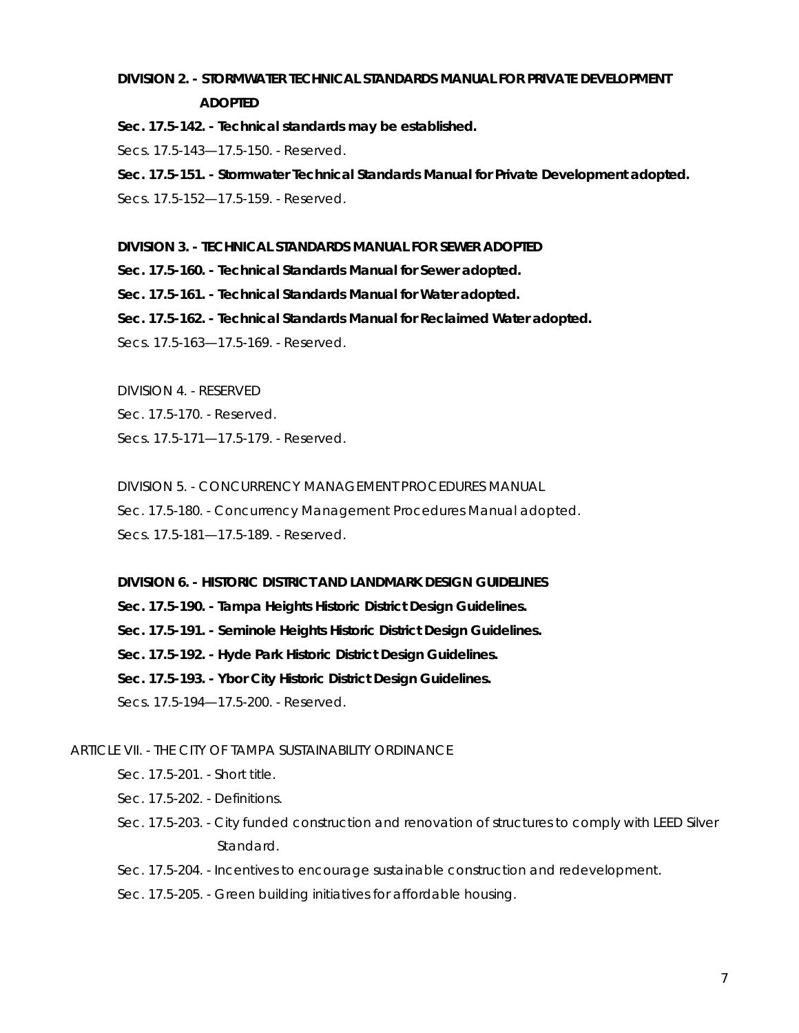**DIVISION 2. - STORMWATER TECHNICAL STANDARDS MANUAL FOR PRIVATE DEVELOPMENT ADOPTED**

**Sec. 17.5-142. - Technical standards may be established.**

Secs. 17.5-143—17.5-150. - Reserved.

**Sec. 17.5-151. - Stormwater Technical Standards Manual for Private Development adopted.**

Secs. 17.5-152—17.5-159. - Reserved.

**DIVISION 3. - TECHNICAL STANDARDS MANUAL FOR SEWER ADOPTED**

**Sec. 17.5-160. - Technical Standards Manual for Sewer adopted.**

**Sec. 17.5-161. - Technical Standards Manual for Water adopted.**

**Sec. 17.5-162. - Technical Standards Manual for Reclaimed Water adopted.**

Secs. 17.5-163—17.5-169. - Reserved.

DIVISION 4. - RESERVED

Sec. 17.5-170. - Reserved.

Secs. 17.5-171—17.5-179. - Reserved.

DIVISION 5. - CONCURRENCY MANAGEMENT PROCEDURES MANUAL

Sec. 17.5-180. - Concurrency Management Procedures Manual adopted.

Secs. 17.5-181—17.5-189. - Reserved.

**DIVISION 6. - HISTORIC DISTRICT AND LANDMARK DESIGN GUIDELINES**

**Sec. 17.5-190. - Tampa Heights Historic District Design Guidelines.**

**Sec. 17.5-191. - Seminole Heights Historic District Design Guidelines.**

**Sec. 17.5-192. - Hyde Park Historic District Design Guidelines.**

**Sec. 17.5-193. - Ybor City Historic District Design Guidelines.**

Secs. 17.5-194—17.5-200. - Reserved.

ARTICLE VII. - THE CITY OF TAMPA SUSTAINABILITY ORDINANCE

- Sec. 17.5-201. - Short title.
- Sec. 17.5-202. - Definitions.
- Sec. 17.5-203. - City funded construction and renovation of structures to comply with LEED Silver Standard.
- Sec. 17.5-204. - Incentives to encourage sustainable construction and redevelopment.
- Sec. 17.5-205. - Green building initiatives for affordable housing.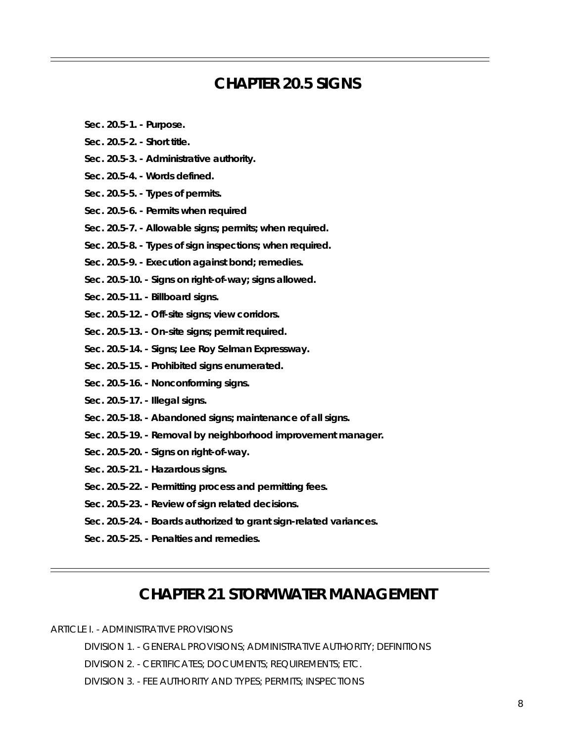# CHAPTER 20.5 SIGNS

**Sec. 20.5-1. - Purpose.**

**Sec. 20.5-2. - Short title.**

**Sec. 20.5-3. - Administrative authority.**

**Sec. 20.5-4. - Words defined.**

**Sec. 20.5-5. - Types of permits.**

**Sec. 20.5-6. - Permits when required**

**Sec. 20.5-7. - Allowable signs; permits; when required.**

**Sec. 20.5-8. - Types of sign inspections; when required.**

**Sec. 20.5-9. - Execution against bond; remedies.**

**Sec. 20.5-10. - Signs on right-of-way; signs allowed.**

**Sec. 20.5-11. - Billboard signs.**

**Sec. 20.5-12. - Off-site signs; view corridors.**

**Sec. 20.5-13. - On-site signs; permit required.**

**Sec. 20.5-14. - Signs; Lee Roy Selman Expressway.**

**Sec. 20.5-15. - Prohibited signs enumerated.**

**Sec. 20.5-16. - Nonconforming signs.**

**Sec. 20.5-17. - Illegal signs.**

**Sec. 20.5-18. - Abandoned signs; maintenance of all signs.**

**Sec. 20.5-19. - Removal by neighborhood improvement manager.**

**Sec. 20.5-20. - Signs on right-of-way.**

**Sec. 20.5-21. - Hazardous signs.**

**Sec. 20.5-22. - Permitting process and permitting fees.**

**Sec. 20.5-23. - Review of sign related decisions.**

**Sec. 20.5-24. - Boards authorized to grant sign-related variances.**

**Sec. 20.5-25. - Penalties and remedies.**

# CHAPTER 21 STORMWATER MANAGEMENT

ARTICLE I. - ADMINISTRATIVE PROVISIONS

DIVISION 1. - GENERAL PROVISIONS; ADMINISTRATIVE AUTHORITY; DEFINITIONS

DIVISION 2. - CERTIFICATES; DOCUMENTS; REQUIREMENTS; ETC.

DIVISION 3. - FEE AUTHORITY AND TYPES; PERMITS; INSPECTIONS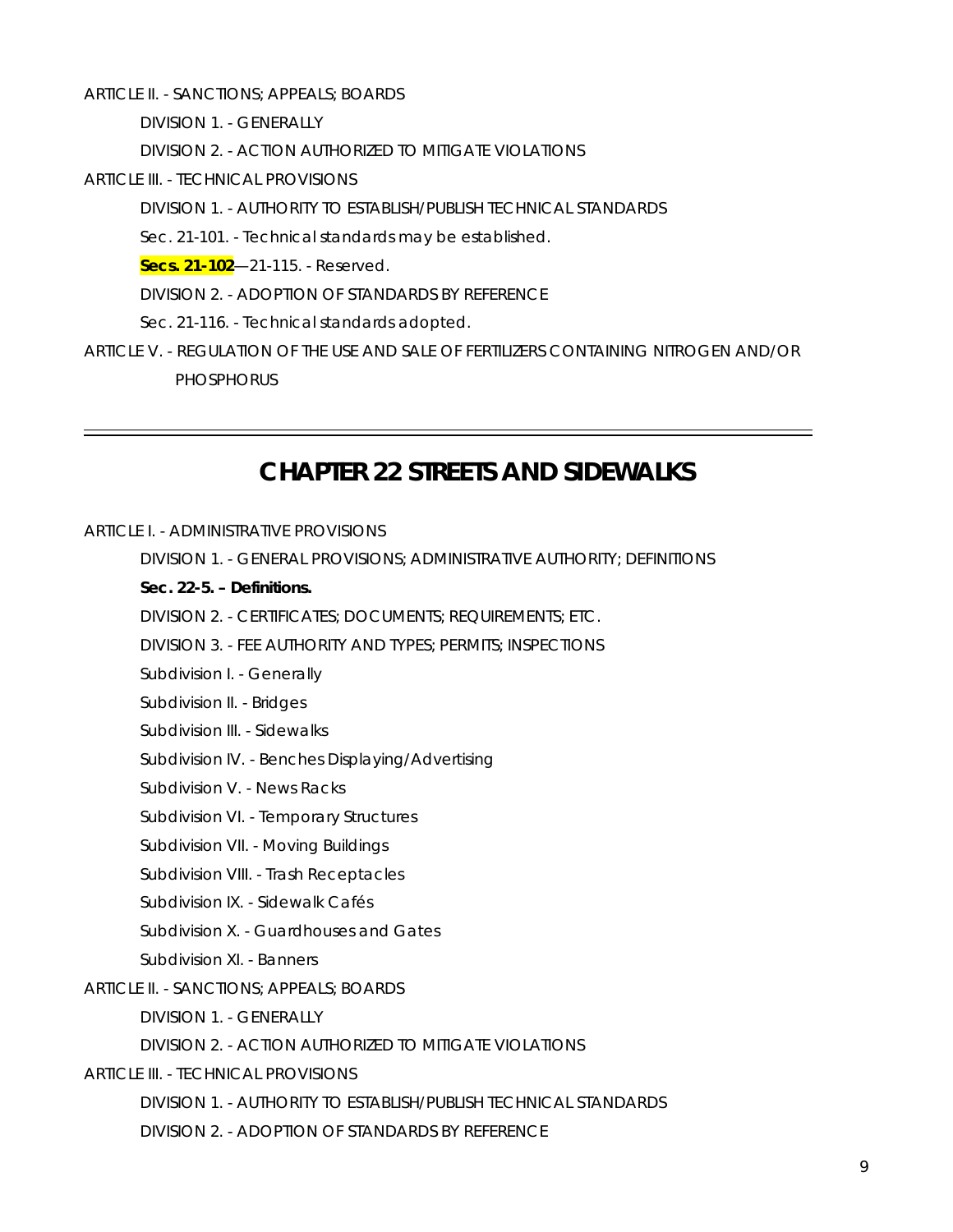ARTICLE II. - SANCTIONS; APPEALS; BOARDS

DIVISION 1. - GENERALLY

DIVISION 2. - ACTION AUTHORIZED TO MITIGATE VIOLATIONS

ARTICLE III. - TECHNICAL PROVISIONS

DIVISION 1. - AUTHORITY TO ESTABLISH/PUBLISH TECHNICAL STANDARDS

Sec. 21-101. - Technical standards may be established.

**Secs. 21-102**—21-115. - Reserved.

DIVISION 2. - ADOPTION OF STANDARDS BY REFERENCE

Sec. 21-116. - Technical standards adopted.

ARTICLE V. - REGULATION OF THE USE AND SALE OF FERTILIZERS CONTAINING NITROGEN AND/OR PHOSPHORUS

---

# CHAPTER 22 STREETS AND SIDEWALKS

ARTICLE I. - ADMINISTRATIVE PROVISIONS

DIVISION 1. - GENERAL PROVISIONS; ADMINISTRATIVE AUTHORITY; DEFINITIONS

**Sec. 22-5. – Definitions.**

DIVISION 2. - CERTIFICATES; DOCUMENTS; REQUIREMENTS; ETC.

DIVISION 3. - FEE AUTHORITY AND TYPES; PERMITS; INSPECTIONS

Subdivision I. - Generally

Subdivision II. - Bridges

Subdivision III. - Sidewalks

Subdivision IV. - Benches Displaying/Advertising

Subdivision V. - News Racks

Subdivision VI. - Temporary Structures

Subdivision VII. - Moving Buildings

Subdivision VIII. - Trash Receptacles

Subdivision IX. - Sidewalk Cafés

Subdivision X. - Guardhouses and Gates

Subdivision XI. - Banners

ARTICLE II. - SANCTIONS; APPEALS; BOARDS

DIVISION 1. - GENERALLY

DIVISION 2. - ACTION AUTHORIZED TO MITIGATE VIOLATIONS

ARTICLE III. - TECHNICAL PROVISIONS

DIVISION 1. - AUTHORITY TO ESTABLISH/PUBLISH TECHNICAL STANDARDS

DIVISION 2. - ADOPTION OF STANDARDS BY REFERENCE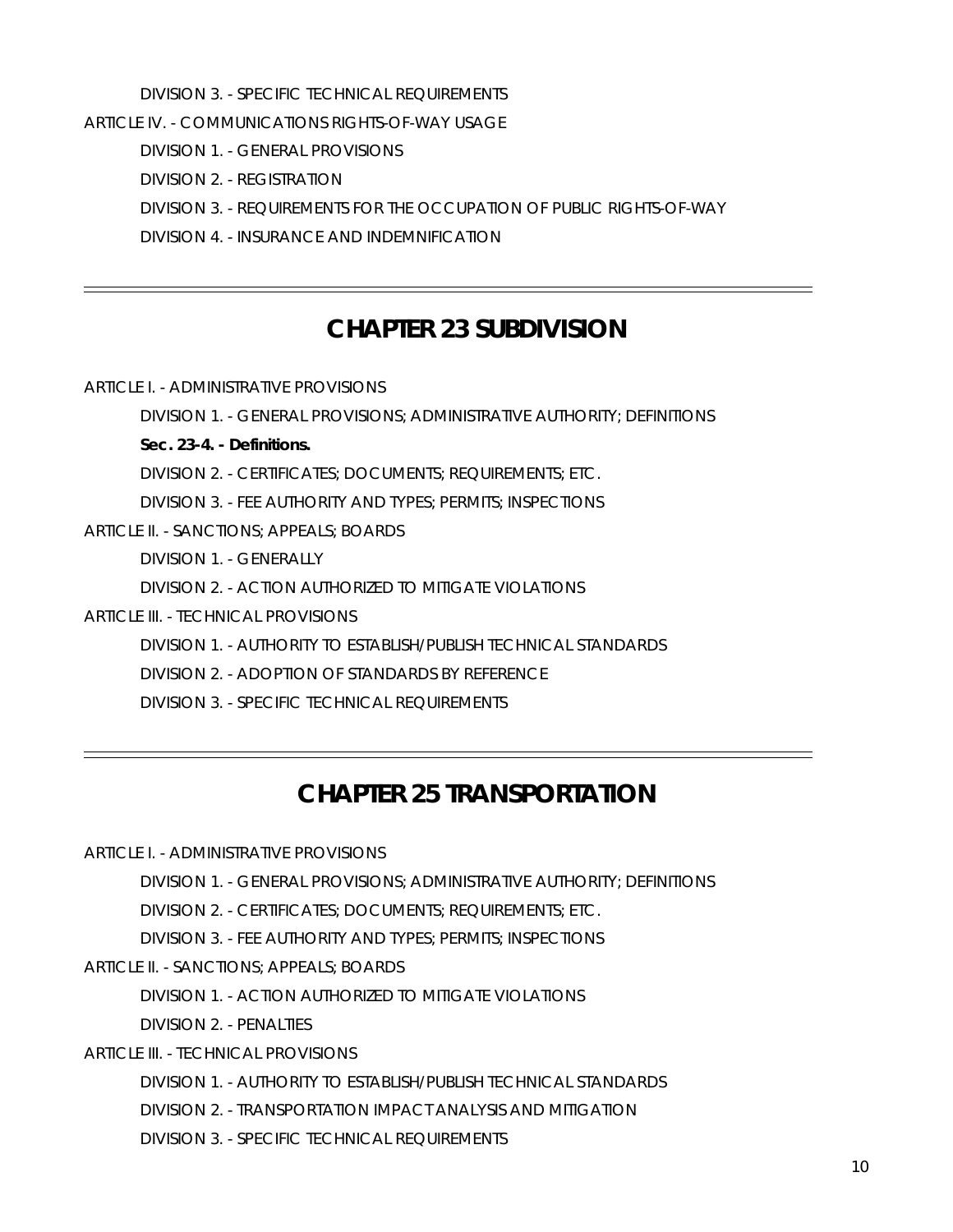DIVISION 3. - SPECIFIC TECHNICAL REQUIREMENTS

ARTICLE IV. - COMMUNICATIONS RIGHTS-OF-WAY USAGE

DIVISION 1. - GENERAL PROVISIONS

DIVISION 2. - REGISTRATION

DIVISION 3. - REQUIREMENTS FOR THE OCCUPATION OF PUBLIC RIGHTS-OF-WAY

DIVISION 4. - INSURANCE AND INDEMNIFICATION

---

## CHAPTER 23 SUBDIVISION

ARTICLE I. - ADMINISTRATIVE PROVISIONS

DIVISION 1. - GENERAL PROVISIONS; ADMINISTRATIVE AUTHORITY; DEFINITIONS

**Sec. 23-4. - Definitions.**

DIVISION 2. - CERTIFICATES; DOCUMENTS; REQUIREMENTS; ETC.

DIVISION 3. - FEE AUTHORITY AND TYPES; PERMITS; INSPECTIONS

ARTICLE II. - SANCTIONS; APPEALS; BOARDS

DIVISION 1. - GENERALLY

DIVISION 2. - ACTION AUTHORIZED TO MITIGATE VIOLATIONS

ARTICLE III. - TECHNICAL PROVISIONS

DIVISION 1. - AUTHORITY TO ESTABLISH/PUBLISH TECHNICAL STANDARDS

DIVISION 2. - ADOPTION OF STANDARDS BY REFERENCE

DIVISION 3. - SPECIFIC TECHNICAL REQUIREMENTS

---

## CHAPTER 25 TRANSPORTATION

ARTICLE I. - ADMINISTRATIVE PROVISIONS

DIVISION 1. - GENERAL PROVISIONS; ADMINISTRATIVE AUTHORITY; DEFINITIONS

DIVISION 2. - CERTIFICATES; DOCUMENTS; REQUIREMENTS; ETC.

DIVISION 3. - FEE AUTHORITY AND TYPES; PERMITS; INSPECTIONS

ARTICLE II. - SANCTIONS; APPEALS; BOARDS

DIVISION 1. - ACTION AUTHORIZED TO MITIGATE VIOLATIONS

DIVISION 2. - PENALTIES

ARTICLE III. - TECHNICAL PROVISIONS

DIVISION 1. - AUTHORITY TO ESTABLISH/PUBLISH TECHNICAL STANDARDS

DIVISION 2. - TRANSPORTATION IMPACT ANALYSIS AND MITIGATION

DIVISION 3. - SPECIFIC TECHNICAL REQUIREMENTS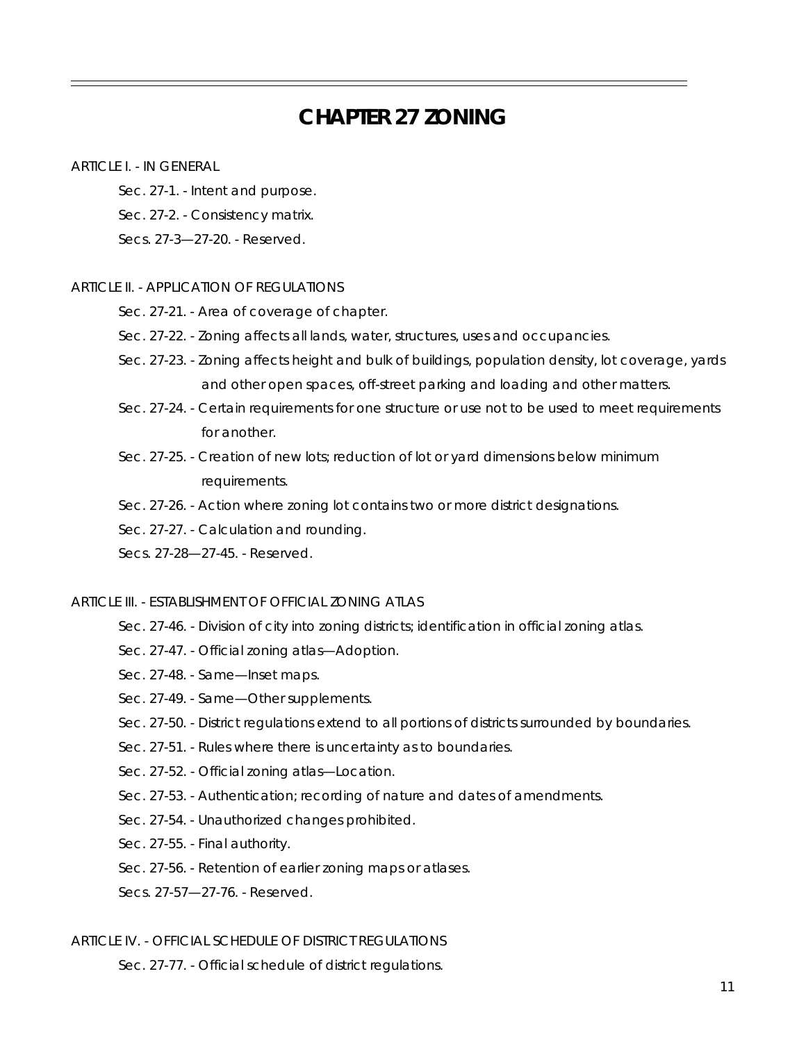# CHAPTER 27 ZONING

ARTICLE I. - IN GENERAL

- Sec. 27-1. - Intent and purpose.
- Sec. 27-2. - Consistency matrix.
- Secs. 27-3—27-20. - Reserved.

ARTICLE II. - APPLICATION OF REGULATIONS

- Sec. 27-21. - Area of coverage of chapter.
- Sec. 27-22. - Zoning affects all lands, water, structures, uses and occupancies.
- Sec. 27-23. - Zoning affects height and bulk of buildings, population density, lot coverage, yards and other open spaces, off-street parking and loading and other matters.
- Sec. 27-24. - Certain requirements for one structure or use not to be used to meet requirements for another.
- Sec. 27-25. - Creation of new lots; reduction of lot or yard dimensions below minimum requirements.
- Sec. 27-26. - Action where zoning lot contains two or more district designations.
- Sec. 27-27. - Calculation and rounding.
- Secs. 27-28—27-45. - Reserved.

ARTICLE III. - ESTABLISHMENT OF OFFICIAL ZONING ATLAS

- Sec. 27-46. - Division of city into zoning districts; identification in official zoning atlas.
- Sec. 27-47. - Official zoning atlas—Adoption.
- Sec. 27-48. - Same—Inset maps.
- Sec. 27-49. - Same—Other supplements.
- Sec. 27-50. - District regulations extend to all portions of districts surrounded by boundaries.
- Sec. 27-51. - Rules where there is uncertainty as to boundaries.
- Sec. 27-52. - Official zoning atlas—Location.
- Sec. 27-53. - Authentication; recording of nature and dates of amendments.
- Sec. 27-54. - Unauthorized changes prohibited.
- Sec. 27-55. - Final authority.
- Sec. 27-56. - Retention of earlier zoning maps or atlases.
- Secs. 27-57—27-76. - Reserved.

ARTICLE IV. - OFFICIAL SCHEDULE OF DISTRICT REGULATIONS

- Sec. 27-77. - Official schedule of district regulations.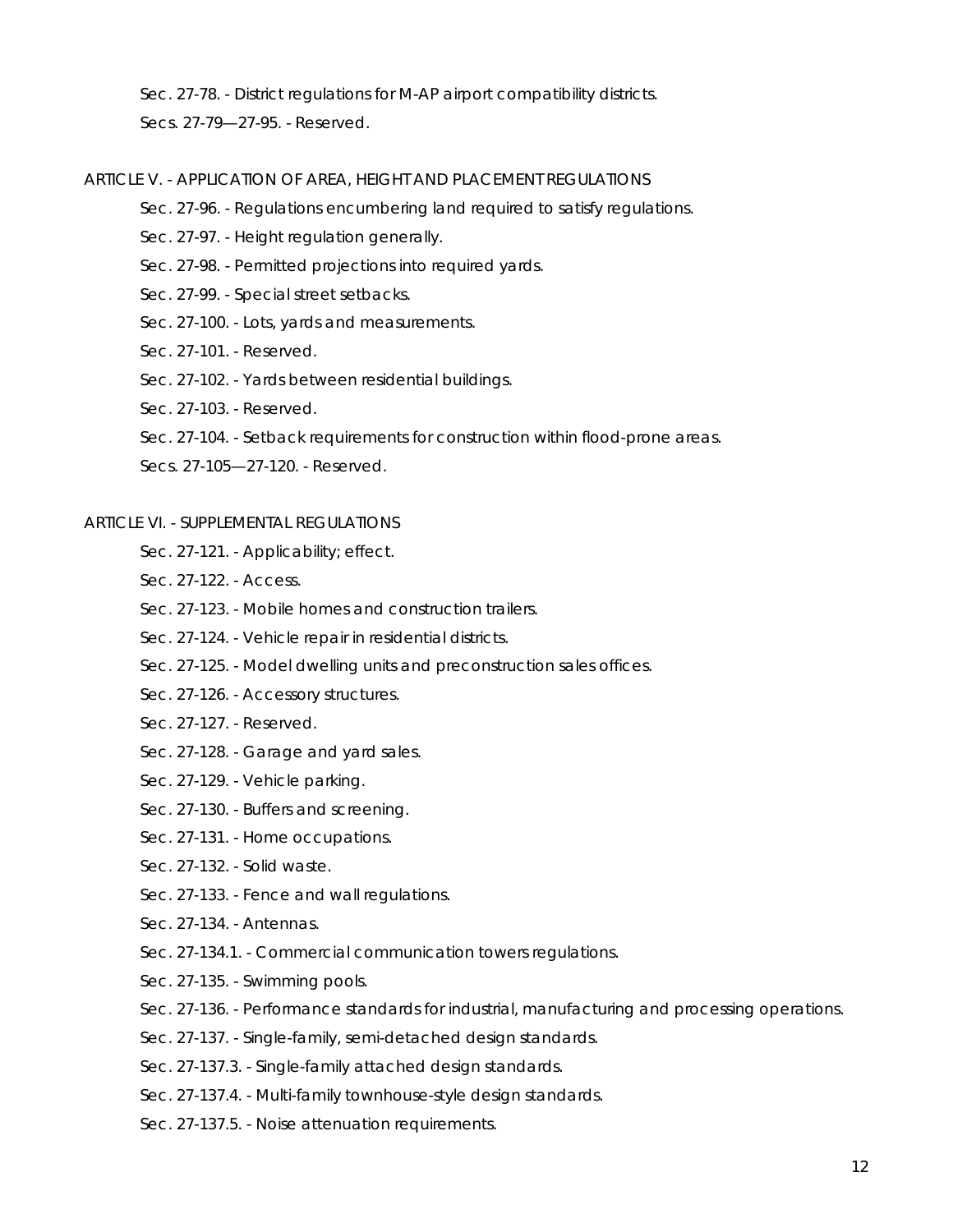Sec. 27-78. - District regulations for M-AP airport compatibility districts.

Secs. 27-79—27-95. - Reserved.

ARTICLE V. - APPLICATION OF AREA, HEIGHT AND PLACEMENT REGULATIONS

Sec. 27-96. - Regulations encumbering land required to satisfy regulations.

Sec. 27-97. - Height regulation generally.

Sec. 27-98. - Permitted projections into required yards.

Sec. 27-99. - Special street setbacks.

Sec. 27-100. - Lots, yards and measurements.

Sec. 27-101. - Reserved.

Sec. 27-102. - Yards between residential buildings.

Sec. 27-103. - Reserved.

Sec. 27-104. - Setback requirements for construction within flood-prone areas.

Secs. 27-105—27-120. - Reserved.

ARTICLE VI. - SUPPLEMENTAL REGULATIONS

Sec. 27-121. - Applicability; effect.

Sec. 27-122. - Access.

Sec. 27-123. - Mobile homes and construction trailers.

Sec. 27-124. - Vehicle repair in residential districts.

Sec. 27-125. - Model dwelling units and preconstruction sales offices.

Sec. 27-126. - Accessory structures.

Sec. 27-127. - Reserved.

Sec. 27-128. - Garage and yard sales.

Sec. 27-129. - Vehicle parking.

Sec. 27-130. - Buffers and screening.

Sec. 27-131. - Home occupations.

Sec. 27-132. - Solid waste.

Sec. 27-133. - Fence and wall regulations.

Sec. 27-134. - Antennas.

Sec. 27-134.1. - Commercial communication towers regulations.

Sec. 27-135. - Swimming pools.

Sec. 27-136. - Performance standards for industrial, manufacturing and processing operations.

Sec. 27-137. - Single-family, semi-detached design standards.

Sec. 27-137.3. - Single-family attached design standards.

Sec. 27-137.4. - Multi-family townhouse-style design standards.

Sec. 27-137.5. - Noise attenuation requirements.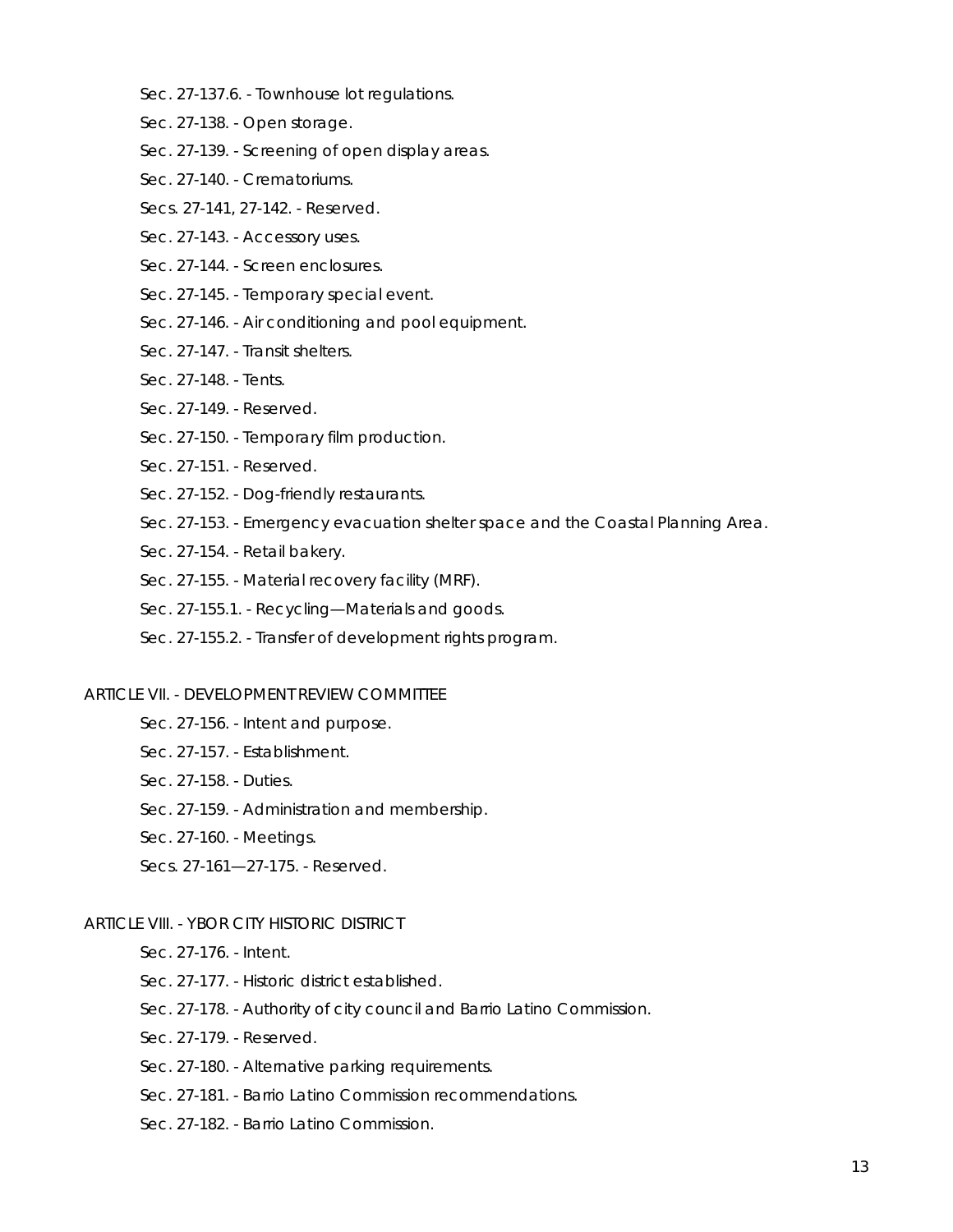Sec. 27-137.6. - Townhouse lot regulations.

Sec. 27-138. - Open storage.

Sec. 27-139. - Screening of open display areas.

Sec. 27-140. - Crematoriums.

Secs. 27-141, 27-142. - Reserved.

Sec. 27-143. - Accessory uses.

Sec. 27-144. - Screen enclosures.

Sec. 27-145. - Temporary special event.

Sec. 27-146. - Air conditioning and pool equipment.

Sec. 27-147. - Transit shelters.

Sec. 27-148. - Tents.

Sec. 27-149. - Reserved.

Sec. 27-150. - Temporary film production.

Sec. 27-151. - Reserved.

Sec. 27-152. - Dog-friendly restaurants.

Sec. 27-153. - Emergency evacuation shelter space and the Coastal Planning Area.

Sec. 27-154. - Retail bakery.

Sec. 27-155. - Material recovery facility (MRF).

Sec. 27-155.1. - Recycling—Materials and goods.

Sec. 27-155.2. - Transfer of development rights program.

ARTICLE VII. - DEVELOPMENT REVIEW COMMITTEE

Sec. 27-156. - Intent and purpose.

Sec. 27-157. - Establishment.

Sec. 27-158. - Duties.

Sec. 27-159. - Administration and membership.

Sec. 27-160. - Meetings.

Secs. 27-161—27-175. - Reserved.

ARTICLE VIII. - YBOR CITY HISTORIC DISTRICT

Sec. 27-176. - Intent.

Sec. 27-177. - Historic district established.

Sec. 27-178. - Authority of city council and Barrio Latino Commission.

Sec. 27-179. - Reserved.

Sec. 27-180. - Alternative parking requirements.

Sec. 27-181. - Barrio Latino Commission recommendations.

Sec. 27-182. - Barrio Latino Commission.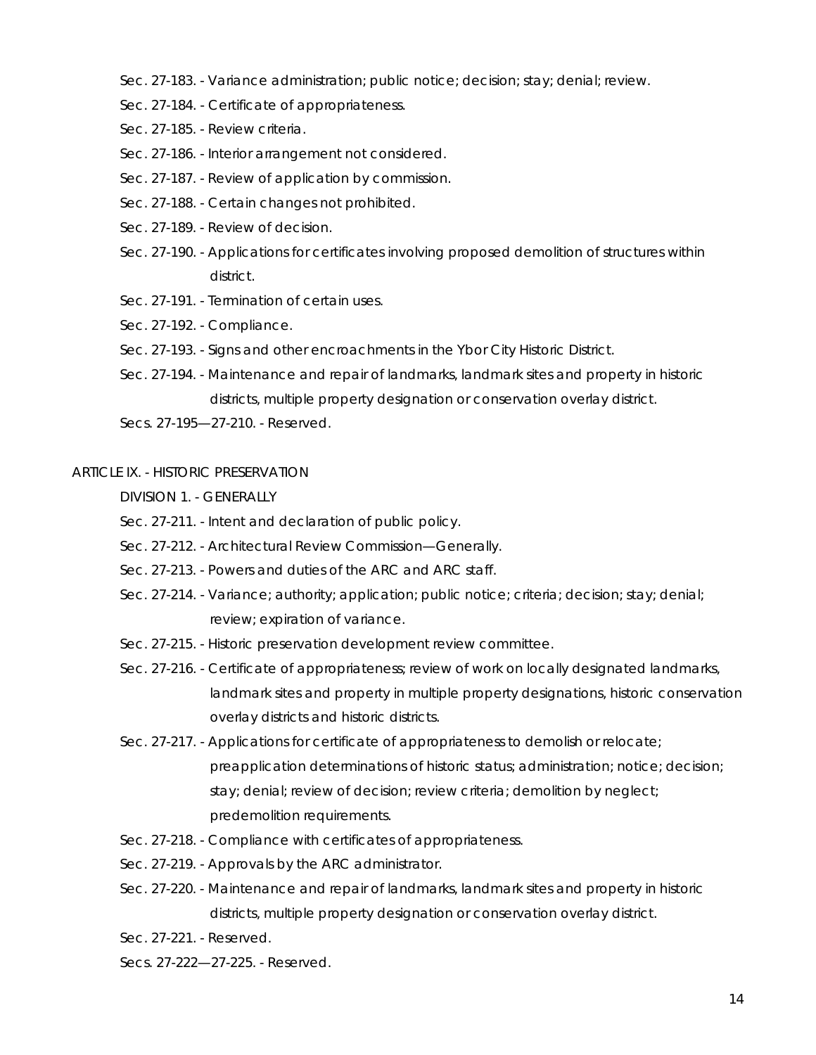Sec. 27-183. - Variance administration; public notice; decision; stay; denial; review.

Sec. 27-184. - Certificate of appropriateness.

Sec. 27-185. - Review criteria.

Sec. 27-186. - Interior arrangement not considered.

Sec. 27-187. - Review of application by commission.

Sec. 27-188. - Certain changes not prohibited.

Sec. 27-189. - Review of decision.

Sec. 27-190. - Applications for certificates involving proposed demolition of structures within district.

Sec. 27-191. - Termination of certain uses.

Sec. 27-192. - Compliance.

Sec. 27-193. - Signs and other encroachments in the Ybor City Historic District.

Sec. 27-194. - Maintenance and repair of landmarks, landmark sites and property in historic districts, multiple property designation or conservation overlay district.

Secs. 27-195—27-210. - Reserved.

ARTICLE IX. - HISTORIC PRESERVATION

DIVISION 1. - GENERALLY

Sec. 27-211. - Intent and declaration of public policy.

Sec. 27-212. - Architectural Review Commission—Generally.

Sec. 27-213. - Powers and duties of the ARC and ARC staff.

Sec. 27-214. - Variance; authority; application; public notice; criteria; decision; stay; denial; review; expiration of variance.

Sec. 27-215. - Historic preservation development review committee.

Sec. 27-216. - Certificate of appropriateness; review of work on locally designated landmarks, landmark sites and property in multiple property designations, historic conservation overlay districts and historic districts.

Sec. 27-217. - Applications for certificate of appropriateness to demolish or relocate; preapplication determinations of historic status; administration; notice; decision; stay; denial; review of decision; review criteria; demolition by neglect; predemolition requirements.

Sec. 27-218. - Compliance with certificates of appropriateness.

Sec. 27-219. - Approvals by the ARC administrator.

Sec. 27-220. - Maintenance and repair of landmarks, landmark sites and property in historic districts, multiple property designation or conservation overlay district.

Sec. 27-221. - Reserved.

Secs. 27-222—27-225. - Reserved.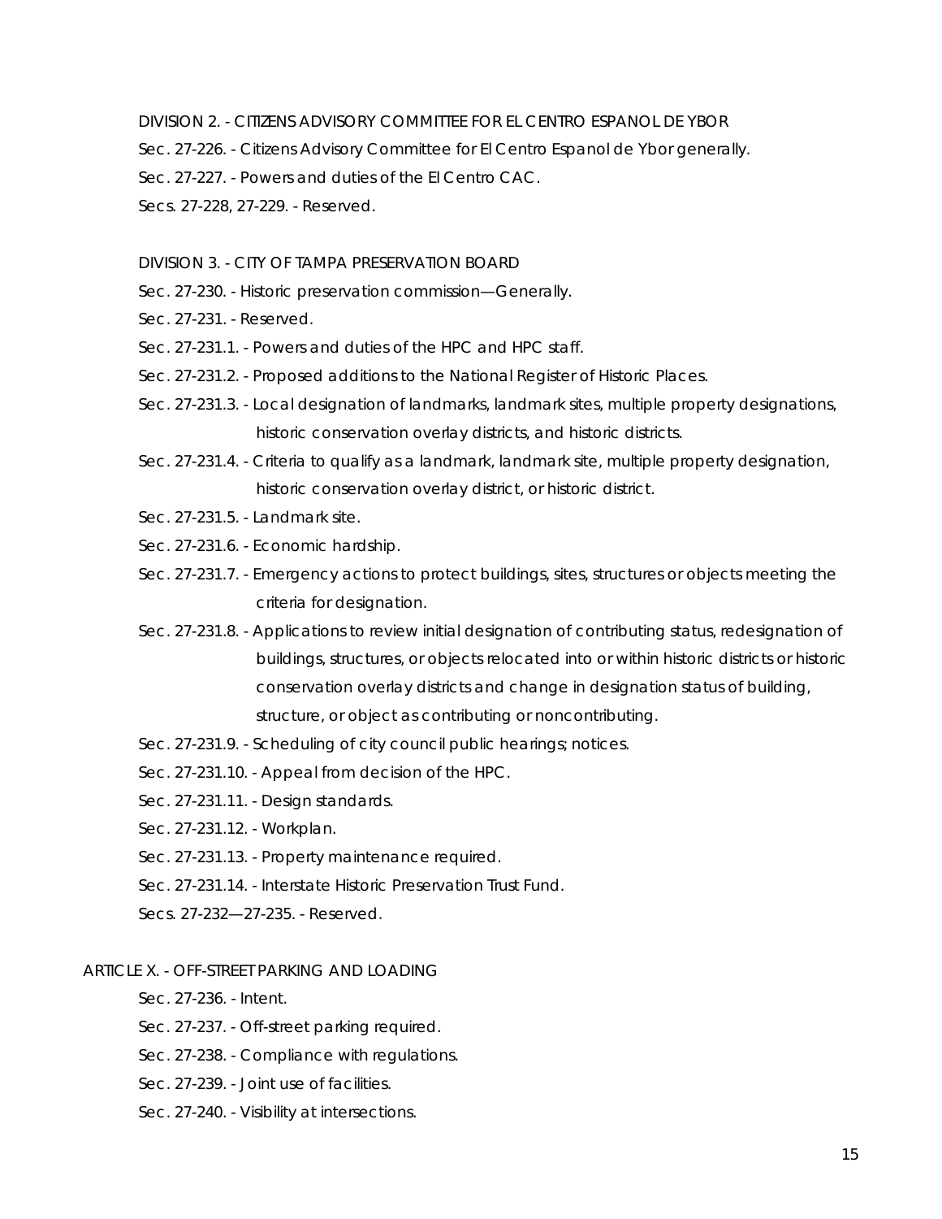DIVISION 2. - CITIZENS ADVISORY COMMITTEE FOR EL CENTRO ESPANOL DE YBOR

Sec. 27-226. - Citizens Advisory Committee for El Centro Espanol de Ybor generally.

Sec. 27-227. - Powers and duties of the El Centro CAC.

Secs. 27-228, 27-229. - Reserved.

DIVISION 3. - CITY OF TAMPA PRESERVATION BOARD

Sec. 27-230. - Historic preservation commission—Generally.

Sec. 27-231. - Reserved.

Sec. 27-231.1. - Powers and duties of the HPC and HPC staff.

Sec. 27-231.2. - Proposed additions to the National Register of Historic Places.

Sec. 27-231.3. - Local designation of landmarks, landmark sites, multiple property designations, historic conservation overlay districts, and historic districts.

Sec. 27-231.4. - Criteria to qualify as a landmark, landmark site, multiple property designation, historic conservation overlay district, or historic district.

Sec. 27-231.5. - Landmark site.

Sec. 27-231.6. - Economic hardship.

Sec. 27-231.7. - Emergency actions to protect buildings, sites, structures or objects meeting the criteria for designation.

Sec. 27-231.8. - Applications to review initial designation of contributing status, redesignation of buildings, structures, or objects relocated into or within historic districts or historic conservation overlay districts and change in designation status of building, structure, or object as contributing or noncontributing.

Sec. 27-231.9. - Scheduling of city council public hearings; notices.

Sec. 27-231.10. - Appeal from decision of the HPC.

Sec. 27-231.11. - Design standards.

Sec. 27-231.12. - Workplan.

Sec. 27-231.13. - Property maintenance required.

Sec. 27-231.14. - Interstate Historic Preservation Trust Fund.

Secs. 27-232—27-235. - Reserved.

ARTICLE X. - OFF-STREET PARKING AND LOADING

Sec. 27-236. - Intent.

Sec. 27-237. - Off-street parking required.

Sec. 27-238. - Compliance with regulations.

Sec. 27-239. - Joint use of facilities.

Sec. 27-240. - Visibility at intersections.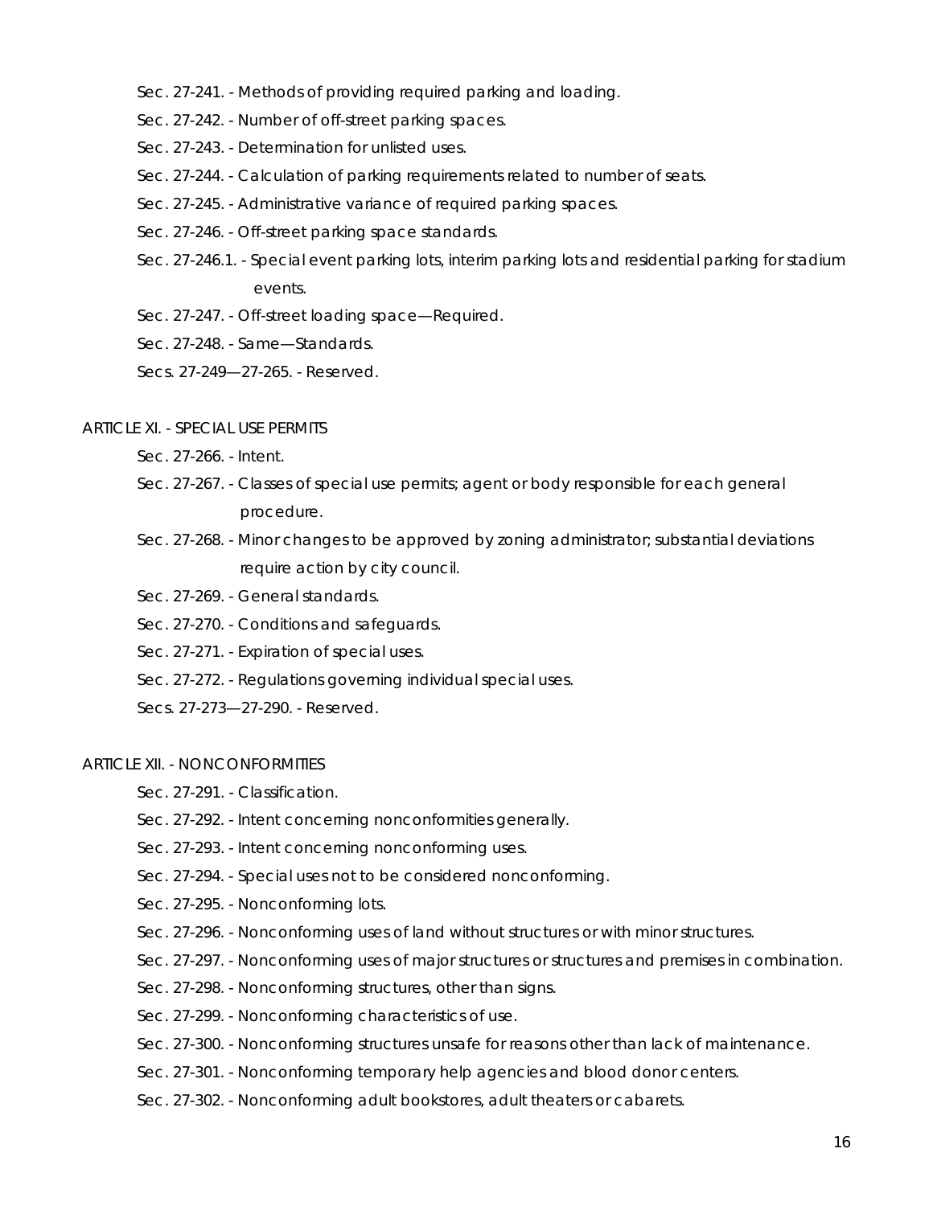Sec. 27-241. - Methods of providing required parking and loading.

Sec. 27-242. - Number of off-street parking spaces.

Sec. 27-243. - Determination for unlisted uses.

Sec. 27-244. - Calculation of parking requirements related to number of seats.

Sec. 27-245. - Administrative variance of required parking spaces.

Sec. 27-246. - Off-street parking space standards.

Sec. 27-246.1. - Special event parking lots, interim parking lots and residential parking for stadium events.

Sec. 27-247. - Off-street loading space—Required.

Sec. 27-248. - Same—Standards.

Secs. 27-249—27-265. - Reserved.

ARTICLE XI. - SPECIAL USE PERMITS

Sec. 27-266. - Intent.

Sec. 27-267. - Classes of special use permits; agent or body responsible for each general procedure.

Sec. 27-268. - Minor changes to be approved by zoning administrator; substantial deviations require action by city council.

Sec. 27-269. - General standards.

Sec. 27-270. - Conditions and safeguards.

Sec. 27-271. - Expiration of special uses.

Sec. 27-272. - Regulations governing individual special uses.

Secs. 27-273—27-290. - Reserved.

ARTICLE XII. - NONCONFORMITIES

Sec. 27-291. - Classification.

Sec. 27-292. - Intent concerning nonconformities generally.

Sec. 27-293. - Intent concerning nonconforming uses.

Sec. 27-294. - Special uses not to be considered nonconforming.

Sec. 27-295. - Nonconforming lots.

Sec. 27-296. - Nonconforming uses of land without structures or with minor structures.

Sec. 27-297. - Nonconforming uses of major structures or structures and premises in combination.

Sec. 27-298. - Nonconforming structures, other than signs.

Sec. 27-299. - Nonconforming characteristics of use.

Sec. 27-300. - Nonconforming structures unsafe for reasons other than lack of maintenance.

Sec. 27-301. - Nonconforming temporary help agencies and blood donor centers.

Sec. 27-302. - Nonconforming adult bookstores, adult theaters or cabarets.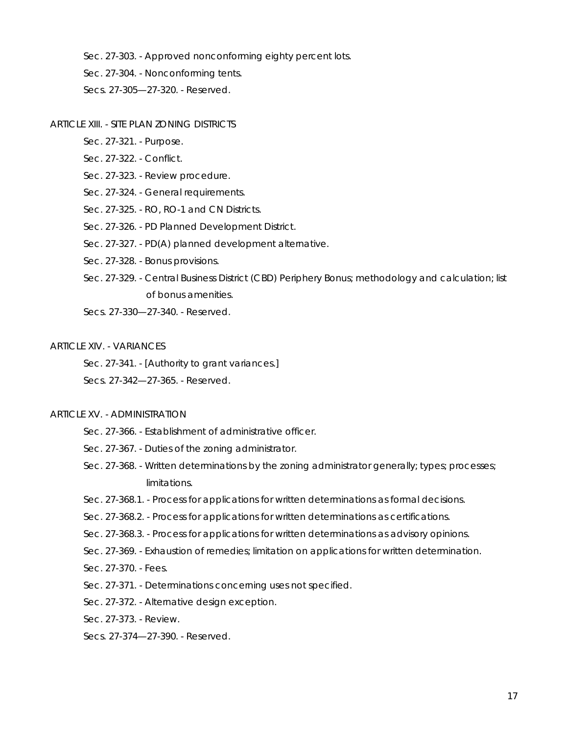Sec. 27-303. - Approved nonconforming eighty percent lots.

Sec. 27-304. - Nonconforming tents.

Secs. 27-305—27-320. - Reserved.

ARTICLE XIII. - SITE PLAN ZONING DISTRICTS

Sec. 27-321. - Purpose.

Sec. 27-322. - Conflict.

Sec. 27-323. - Review procedure.

Sec. 27-324. - General requirements.

Sec. 27-325. - RO, RO-1 and CN Districts.

Sec. 27-326. - PD Planned Development District.

Sec. 27-327. - PD(A) planned development alternative.

Sec. 27-328. - Bonus provisions.

Sec. 27-329. - Central Business District (CBD) Periphery Bonus; methodology and calculation; list of bonus amenities.

Secs. 27-330—27-340. - Reserved.

ARTICLE XIV. - VARIANCES

Sec. 27-341. - [Authority to grant variances.]

Secs. 27-342—27-365. - Reserved.

ARTICLE XV. - ADMINISTRATION

Sec. 27-366. - Establishment of administrative officer.

Sec. 27-367. - Duties of the zoning administrator.

Sec. 27-368. - Written determinations by the zoning administrator generally; types; processes; limitations.

Sec. 27-368.1. - Process for applications for written determinations as formal decisions.

Sec. 27-368.2. - Process for applications for written determinations as certifications.

Sec. 27-368.3. - Process for applications for written determinations as advisory opinions.

Sec. 27-369. - Exhaustion of remedies; limitation on applications for written determination.

Sec. 27-370. - Fees.

Sec. 27-371. - Determinations concerning uses not specified.

Sec. 27-372. - Alternative design exception.

Sec. 27-373. - Review.

Secs. 27-374—27-390. - Reserved.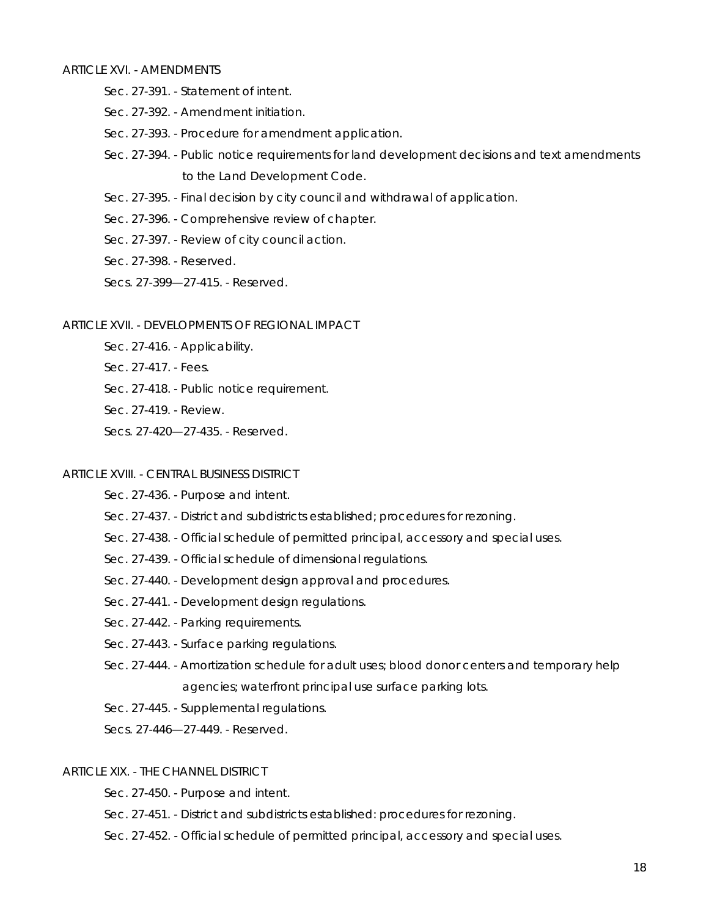ARTICLE XVI. - AMENDMENTS

- Sec. 27-391. - Statement of intent.
- Sec. 27-392. - Amendment initiation.
- Sec. 27-393. - Procedure for amendment application.
- Sec. 27-394. - Public notice requirements for land development decisions and text amendments to the Land Development Code.
- Sec. 27-395. - Final decision by city council and withdrawal of application.
- Sec. 27-396. - Comprehensive review of chapter.
- Sec. 27-397. - Review of city council action.
- Sec. 27-398. - Reserved.
- Secs. 27-399—27-415. - Reserved.

ARTICLE XVII. - DEVELOPMENTS OF REGIONAL IMPACT

- Sec. 27-416. - Applicability.
- Sec. 27-417. - Fees.
- Sec. 27-418. - Public notice requirement.
- Sec. 27-419. - Review.
- Secs. 27-420—27-435. - Reserved.

ARTICLE XVIII. - CENTRAL BUSINESS DISTRICT

- Sec. 27-436. - Purpose and intent.
- Sec. 27-437. - District and subdistricts established; procedures for rezoning.
- Sec. 27-438. - Official schedule of permitted principal, accessory and special uses.
- Sec. 27-439. - Official schedule of dimensional regulations.
- Sec. 27-440. - Development design approval and procedures.
- Sec. 27-441. - Development design regulations.
- Sec. 27-442. - Parking requirements.
- Sec. 27-443. - Surface parking regulations.
- Sec. 27-444. - Amortization schedule for adult uses; blood donor centers and temporary help agencies; waterfront principal use surface parking lots.
- Sec. 27-445. - Supplemental regulations.
- Secs. 27-446—27-449. - Reserved.

ARTICLE XIX. - THE CHANNEL DISTRICT

- Sec. 27-450. - Purpose and intent.
- Sec. 27-451. - District and subdistricts established: procedures for rezoning.
- Sec. 27-452. - Official schedule of permitted principal, accessory and special uses.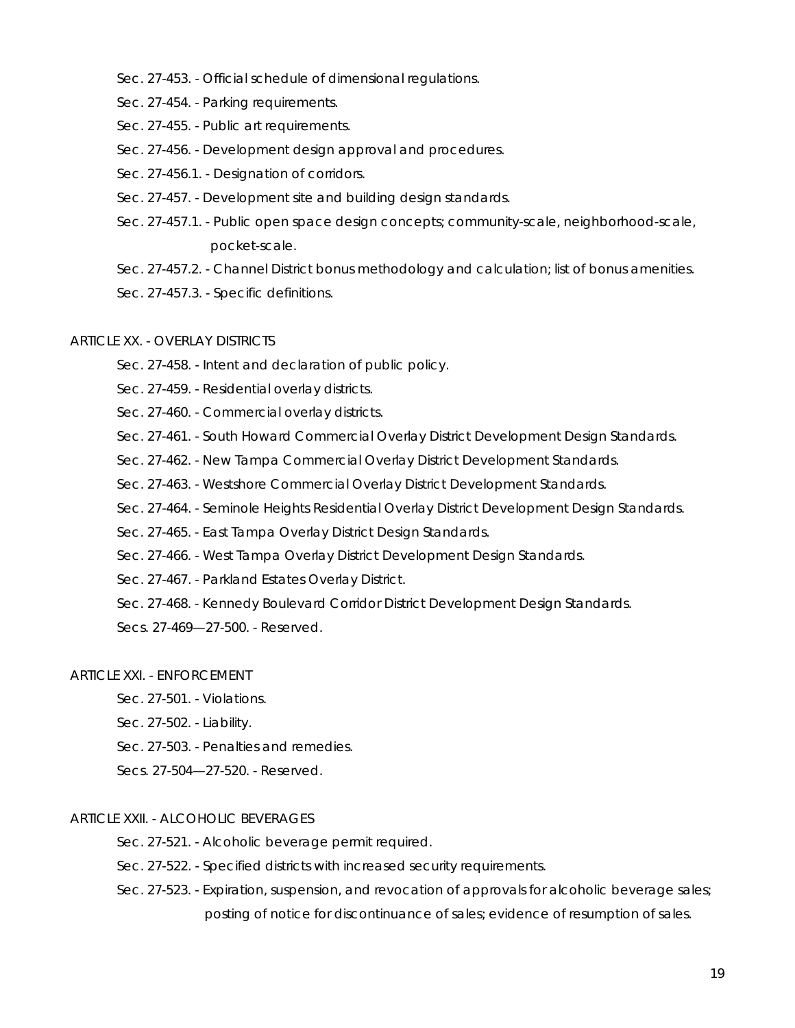Sec. 27-453. - Official schedule of dimensional regulations.

Sec. 27-454. - Parking requirements.

Sec. 27-455. - Public art requirements.

Sec. 27-456. - Development design approval and procedures.

Sec. 27-456.1. - Designation of corridors.

Sec. 27-457. - Development site and building design standards.

Sec. 27-457.1. - Public open space design concepts; community-scale, neighborhood-scale, pocket-scale.

Sec. 27-457.2. - Channel District bonus methodology and calculation; list of bonus amenities.

Sec. 27-457.3. - Specific definitions.

ARTICLE XX. - OVERLAY DISTRICTS

Sec. 27-458. - Intent and declaration of public policy.

Sec. 27-459. - Residential overlay districts.

Sec. 27-460. - Commercial overlay districts.

Sec. 27-461. - South Howard Commercial Overlay District Development Design Standards.

Sec. 27-462. - New Tampa Commercial Overlay District Development Standards.

Sec. 27-463. - Westshore Commercial Overlay District Development Standards.

Sec. 27-464. - Seminole Heights Residential Overlay District Development Design Standards.

Sec. 27-465. - East Tampa Overlay District Design Standards.

Sec. 27-466. - West Tampa Overlay District Development Design Standards.

Sec. 27-467. - Parkland Estates Overlay District.

Sec. 27-468. - Kennedy Boulevard Corridor District Development Design Standards.

Secs. 27-469—27-500. - Reserved.

ARTICLE XXI. - ENFORCEMENT

Sec. 27-501. - Violations.

Sec. 27-502. - Liability.

Sec. 27-503. - Penalties and remedies.

Secs. 27-504—27-520. - Reserved.

ARTICLE XXII. - ALCOHOLIC BEVERAGES

Sec. 27-521. - Alcoholic beverage permit required.

Sec. 27-522. - Specified districts with increased security requirements.

Sec. 27-523. - Expiration, suspension, and revocation of approvals for alcoholic beverage sales; posting of notice for discontinuance of sales; evidence of resumption of sales.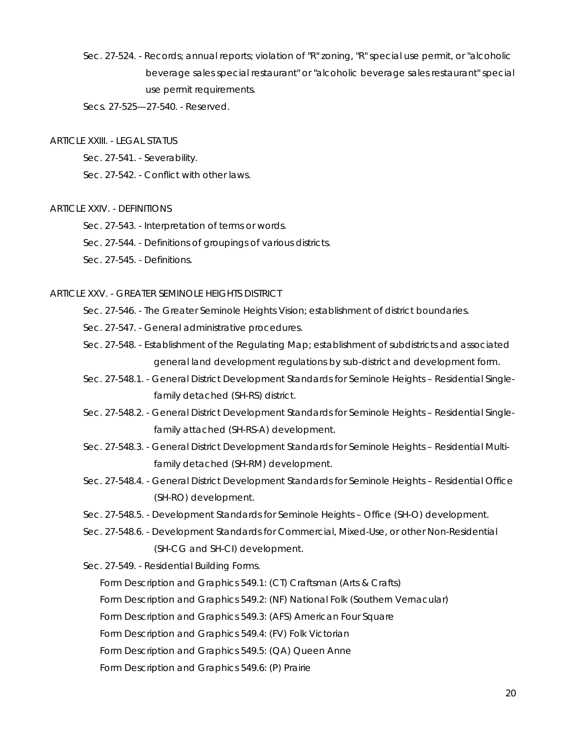Sec. 27-524. - Records; annual reports; violation of "R" zoning, "R" special use permit, or "alcoholic beverage sales special restaurant" or "alcoholic beverage sales restaurant" special use permit requirements.

Secs. 27-525—27-540. - Reserved.

ARTICLE XXIII. - LEGAL STATUS

Sec. 27-541. - Severability.

Sec. 27-542. - Conflict with other laws.

ARTICLE XXIV. - DEFINITIONS

Sec. 27-543. - Interpretation of terms or words.

Sec. 27-544. - Definitions of groupings of various districts.

Sec. 27-545. - Definitions.

ARTICLE XXV. - GREATER SEMINOLE HEIGHTS DISTRICT

Sec. 27-546. - The Greater Seminole Heights Vision; establishment of district boundaries.

Sec. 27-547. - General administrative procedures.

Sec. 27-548. - Establishment of the Regulating Map; establishment of subdistricts and associated general land development regulations by sub-district and development form.

Sec. 27-548.1. - General District Development Standards for Seminole Heights – Residential Single-family detached (SH-RS) district.

Sec. 27-548.2. - General District Development Standards for Seminole Heights – Residential Single-family attached (SH-RS-A) development.

Sec. 27-548.3. - General District Development Standards for Seminole Heights – Residential Multi-family detached (SH-RM) development.

Sec. 27-548.4. - General District Development Standards for Seminole Heights – Residential Office (SH-RO) development.

Sec. 27-548.5. - Development Standards for Seminole Heights – Office (SH-O) development.

Sec. 27-548.6. - Development Standards for Commercial, Mixed-Use, or other Non-Residential (SH-CG and SH-CI) development.

Sec. 27-549. - Residential Building Forms.

Form Description and Graphics 549.1: (CT) Craftsman (Arts & Crafts)

Form Description and Graphics 549.2: (NF) National Folk (Southern Vernacular)

Form Description and Graphics 549.3: (AFS) American Four Square

Form Description and Graphics 549.4: (FV) Folk Victorian

Form Description and Graphics 549.5: (QA) Queen Anne

Form Description and Graphics 549.6: (P) Prairie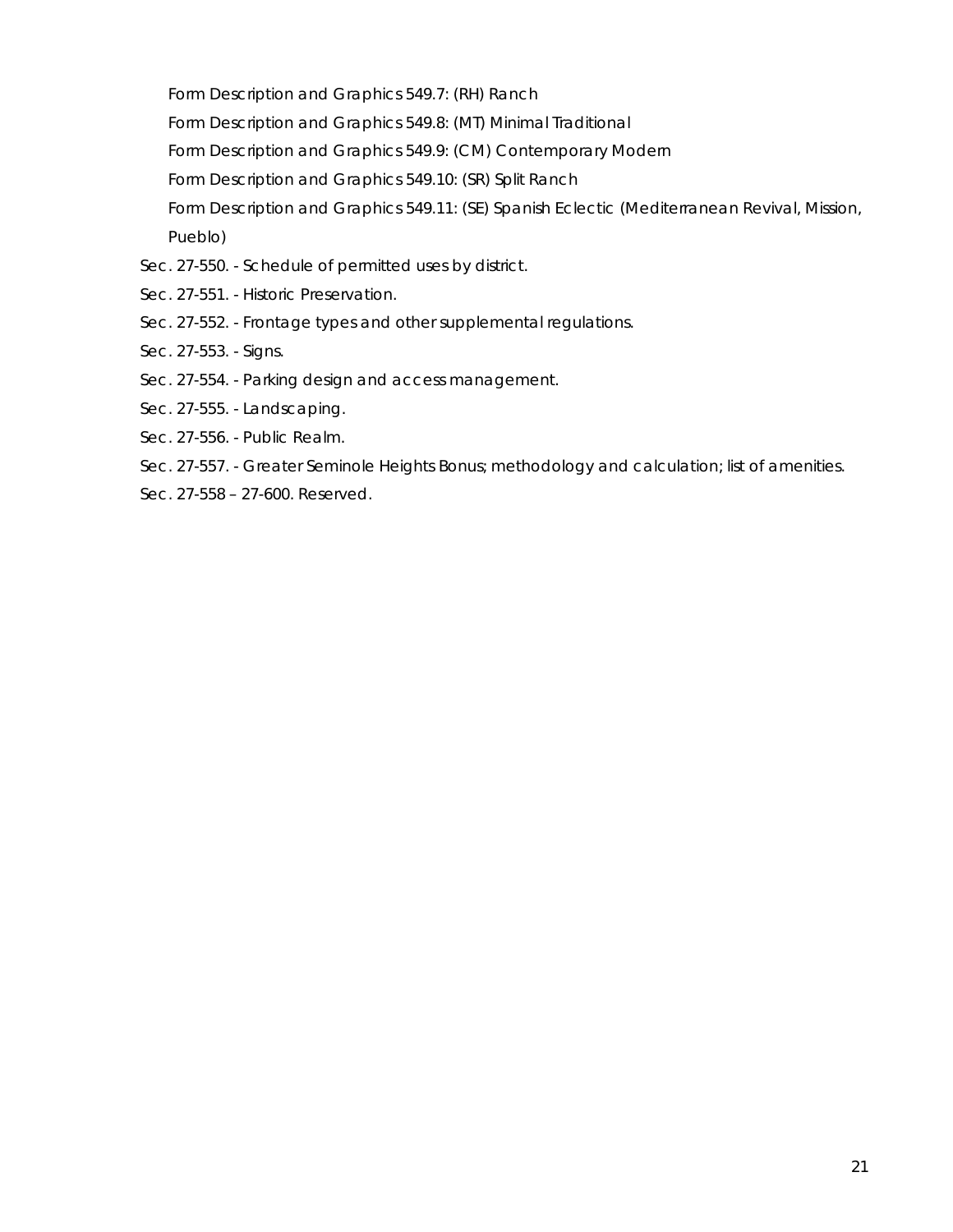Form Description and Graphics 549.7: (RH) Ranch

Form Description and Graphics 549.8: (MT) Minimal Traditional

Form Description and Graphics 549.9: (CM) Contemporary Modern

Form Description and Graphics 549.10: (SR) Split Ranch

Form Description and Graphics 549.11: (SE) Spanish Eclectic (Mediterranean Revival, Mission, Pueblo)

Sec. 27-550. - Schedule of permitted uses by district.

Sec. 27-551. - Historic Preservation.

Sec. 27-552. - Frontage types and other supplemental regulations.

Sec. 27-553. - Signs.

Sec. 27-554. - Parking design and access management.

Sec. 27-555. - Landscaping.

Sec. 27-556. - Public Realm.

Sec. 27-557. - Greater Seminole Heights Bonus; methodology and calculation; list of amenities.

Sec. 27-558 – 27-600. Reserved.